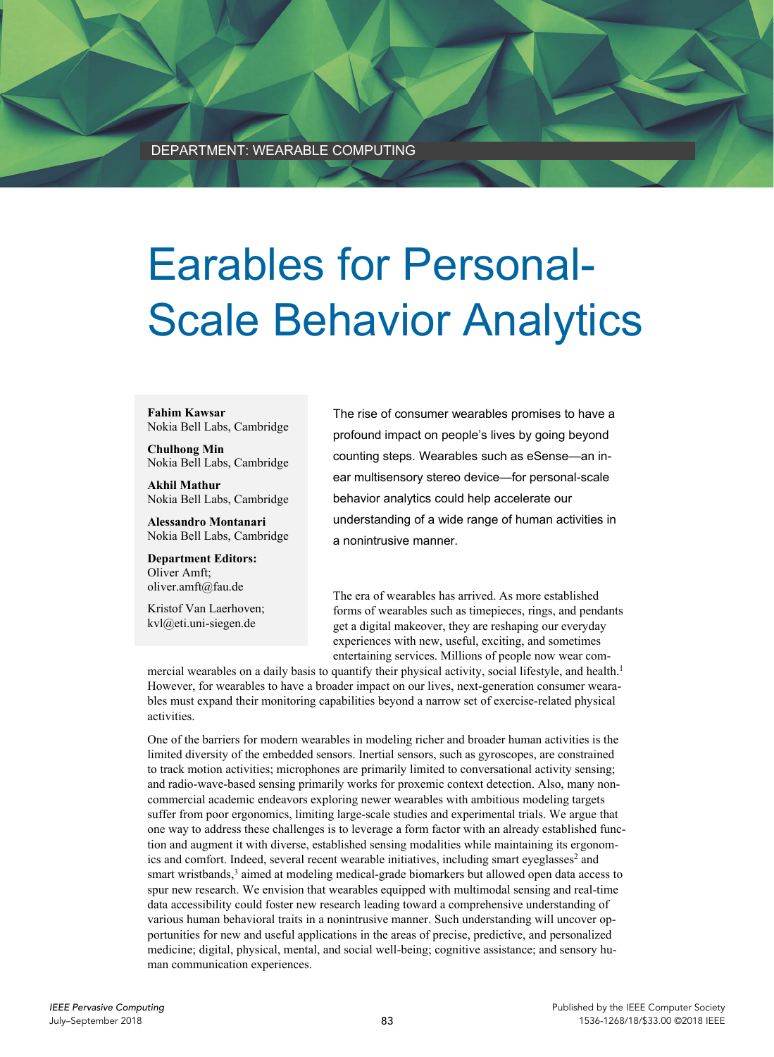DEPARTMENT: WEARABLE COMPUTING

# Earables for Personal-Scale Behavior Analytics

**Fahim Kawsar**
Nokia Bell Labs, Cambridge

**Chulhong Min**
Nokia Bell Labs, Cambridge

**Akhil Mathur**
Nokia Bell Labs, Cambridge

**Alessandro Montanari**
Nokia Bell Labs, Cambridge

**Department Editors:**
Oliver Amft;
oliver.amft@fau.de

Kristof Van Laerhoven;
kvl@eti.uni-siegen.de

The rise of consumer wearables promises to have a profound impact on people's lives by going beyond counting steps. Wearables such as eSense—an in-ear multisensory stereo device—for personal-scale behavior analytics could help accelerate our understanding of a wide range of human activities in a nonintrusive manner.

The era of wearables has arrived. As more established forms of wearables such as timepieces, rings, and pendants get a digital makeover, they are reshaping our everyday experiences with new, useful, exciting, and sometimes entertaining services. Millions of people now wear commercial wearables on a daily basis to quantify their physical activity, social lifestyle, and health.[1] However, for wearables to have a broader impact on our lives, next-generation consumer wearables must expand their monitoring capabilities beyond a narrow set of exercise-related physical activities.

One of the barriers for modern wearables in modeling richer and broader human activities is the limited diversity of the embedded sensors. Inertial sensors, such as gyroscopes, are constrained to track motion activities; microphones are primarily limited to conversational activity sensing; and radio-wave-based sensing primarily works for proxemic context detection. Also, many noncommercial academic endeavors exploring newer wearables with ambitious modeling targets suffer from poor ergonomics, limiting large-scale studies and experimental trials. We argue that one way to address these challenges is to leverage a form factor with an already established function and augment it with diverse, established sensing modalities while maintaining its ergonomics and comfort. Indeed, several recent wearable initiatives, including smart eyeglasses[2] and smart wristbands,[3] aimed at modeling medical-grade biomarkers but allowed open data access to spur new research. We envision that wearables equipped with multimodal sensing and real-time data accessibility could foster new research leading toward a comprehensive understanding of various human behavioral traits in a nonintrusive manner. Such understanding will uncover opportunities for new and useful applications in the areas of precise, predictive, and personalized medicine; digital, physical, mental, and social well-being; cognitive assistance; and sensory human communication experiences.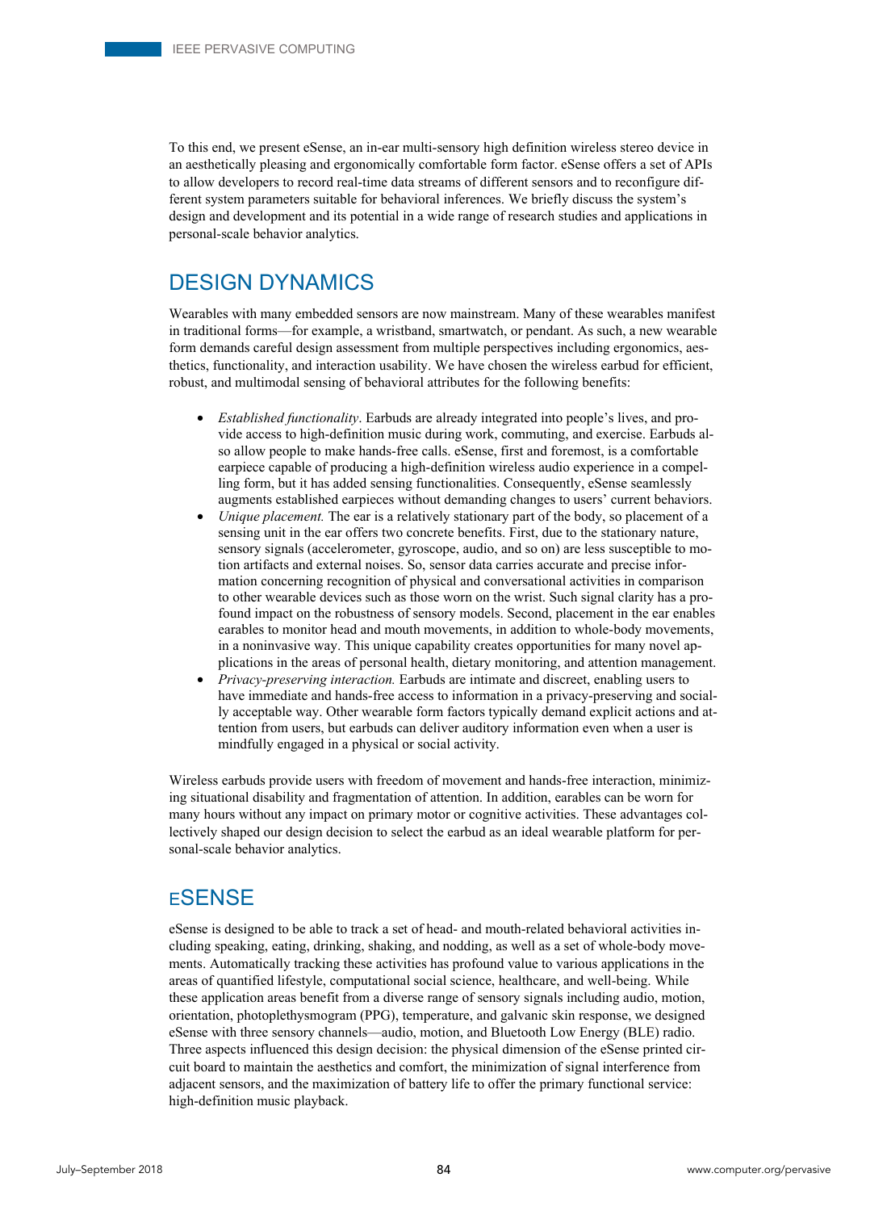To this end, we present eSense, an in-ear multi-sensory high definition wireless stereo device in an aesthetically pleasing and ergonomically comfortable form factor. eSense offers a set of APIs to allow developers to record real-time data streams of different sensors and to reconfigure different system parameters suitable for behavioral inferences. We briefly discuss the system's design and development and its potential in a wide range of research studies and applications in personal-scale behavior analytics.

## DESIGN DYNAMICS

Wearables with many embedded sensors are now mainstream. Many of these wearables manifest in traditional forms—for example, a wristband, smartwatch, or pendant. As such, a new wearable form demands careful design assessment from multiple perspectives including ergonomics, aesthetics, functionality, and interaction usability. We have chosen the wireless earbud for efficient, robust, and multimodal sensing of behavioral attributes for the following benefits:

- *Established functionality*. Earbuds are already integrated into people's lives, and provide access to high-definition music during work, commuting, and exercise. Earbuds also allow people to make hands-free calls. eSense, first and foremost, is a comfortable earpiece capable of producing a high-definition wireless audio experience in a compelling form, but it has added sensing functionalities. Consequently, eSense seamlessly augments established earpieces without demanding changes to users' current behaviors.
- *Unique placement.* The ear is a relatively stationary part of the body, so placement of a sensing unit in the ear offers two concrete benefits. First, due to the stationary nature, sensory signals (accelerometer, gyroscope, audio, and so on) are less susceptible to motion artifacts and external noises. So, sensor data carries accurate and precise information concerning recognition of physical and conversational activities in comparison to other wearable devices such as those worn on the wrist. Such signal clarity has a profound impact on the robustness of sensory models. Second, placement in the ear enables earables to monitor head and mouth movements, in addition to whole-body movements, in a noninvasive way. This unique capability creates opportunities for many novel applications in the areas of personal health, dietary monitoring, and attention management.
- *Privacy-preserving interaction.* Earbuds are intimate and discreet, enabling users to have immediate and hands-free access to information in a privacy-preserving and socially acceptable way. Other wearable form factors typically demand explicit actions and attention from users, but earbuds can deliver auditory information even when a user is mindfully engaged in a physical or social activity.

Wireless earbuds provide users with freedom of movement and hands-free interaction, minimizing situational disability and fragmentation of attention. In addition, earables can be worn for many hours without any impact on primary motor or cognitive activities. These advantages collectively shaped our design decision to select the earbud as an ideal wearable platform for personal-scale behavior analytics.

## ESENSE

eSense is designed to be able to track a set of head- and mouth-related behavioral activities including speaking, eating, drinking, shaking, and nodding, as well as a set of whole-body movements. Automatically tracking these activities has profound value to various applications in the areas of quantified lifestyle, computational social science, healthcare, and well-being. While these application areas benefit from a diverse range of sensory signals including audio, motion, orientation, photoplethysmogram (PPG), temperature, and galvanic skin response, we designed eSense with three sensory channels—audio, motion, and Bluetooth Low Energy (BLE) radio. Three aspects influenced this design decision: the physical dimension of the eSense printed circuit board to maintain the aesthetics and comfort, the minimization of signal interference from adjacent sensors, and the maximization of battery life to offer the primary functional service: high-definition music playback.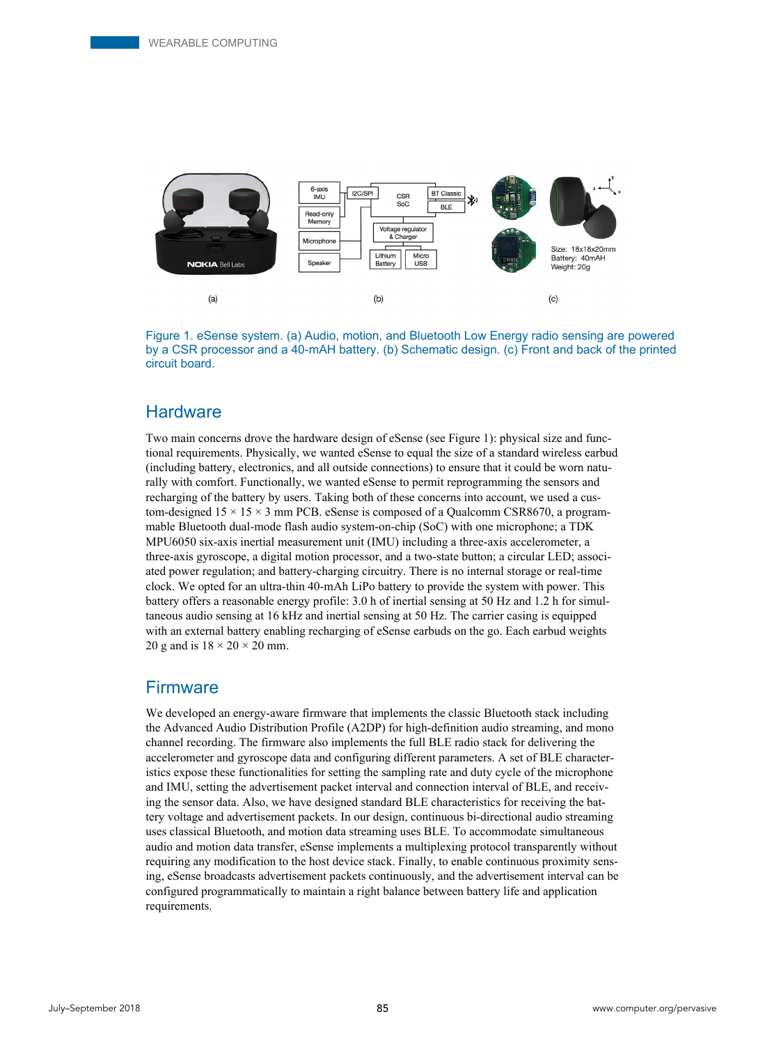Figure 1. eSense system. (a) Audio, motion, and Bluetooth Low Energy radio sensing are powered by a CSR processor and a 40-mAH battery. (b) Schematic design. (c) Front and back of the printed circuit board.

## Hardware

Two main concerns drove the hardware design of eSense (see Figure 1): physical size and functional requirements. Physically, we wanted eSense to equal the size of a standard wireless earbud (including battery, electronics, and all outside connections) to ensure that it could be worn naturally with comfort. Functionally, we wanted eSense to permit reprogramming the sensors and recharging of the battery by users. Taking both of these concerns into account, we used a custom-designed 15 × 15 × 3 mm PCB. eSense is composed of a Qualcomm CSR8670, a programmable Bluetooth dual-mode flash audio system-on-chip (SoC) with one microphone; a TDK MPU6050 six-axis inertial measurement unit (IMU) including a three-axis accelerometer, a three-axis gyroscope, a digital motion processor, and a two-state button; a circular LED; associated power regulation; and battery-charging circuitry. There is no internal storage or real-time clock. We opted for an ultra-thin 40-mAh LiPo battery to provide the system with power. This battery offers a reasonable energy profile: 3.0 h of inertial sensing at 50 Hz and 1.2 h for simultaneous audio sensing at 16 kHz and inertial sensing at 50 Hz. The carrier casing is equipped with an external battery enabling recharging of eSense earbuds on the go. Each earbud weights 20 g and is 18 × 20 × 20 mm.

## Firmware

We developed an energy-aware firmware that implements the classic Bluetooth stack including the Advanced Audio Distribution Profile (A2DP) for high-definition audio streaming, and mono channel recording. The firmware also implements the full BLE radio stack for delivering the accelerometer and gyroscope data and configuring different parameters. A set of BLE characteristics expose these functionalities for setting the sampling rate and duty cycle of the microphone and IMU, setting the advertisement packet interval and connection interval of BLE, and receiving the sensor data. Also, we have designed standard BLE characteristics for receiving the battery voltage and advertisement packets. In our design, continuous bi-directional audio streaming uses classical Bluetooth, and motion data streaming uses BLE. To accommodate simultaneous audio and motion data transfer, eSense implements a multiplexing protocol transparently without requiring any modification to the host device stack. Finally, to enable continuous proximity sensing, eSense broadcasts advertisement packets continuously, and the advertisement interval can be configured programmatically to maintain a right balance between battery life and application requirements.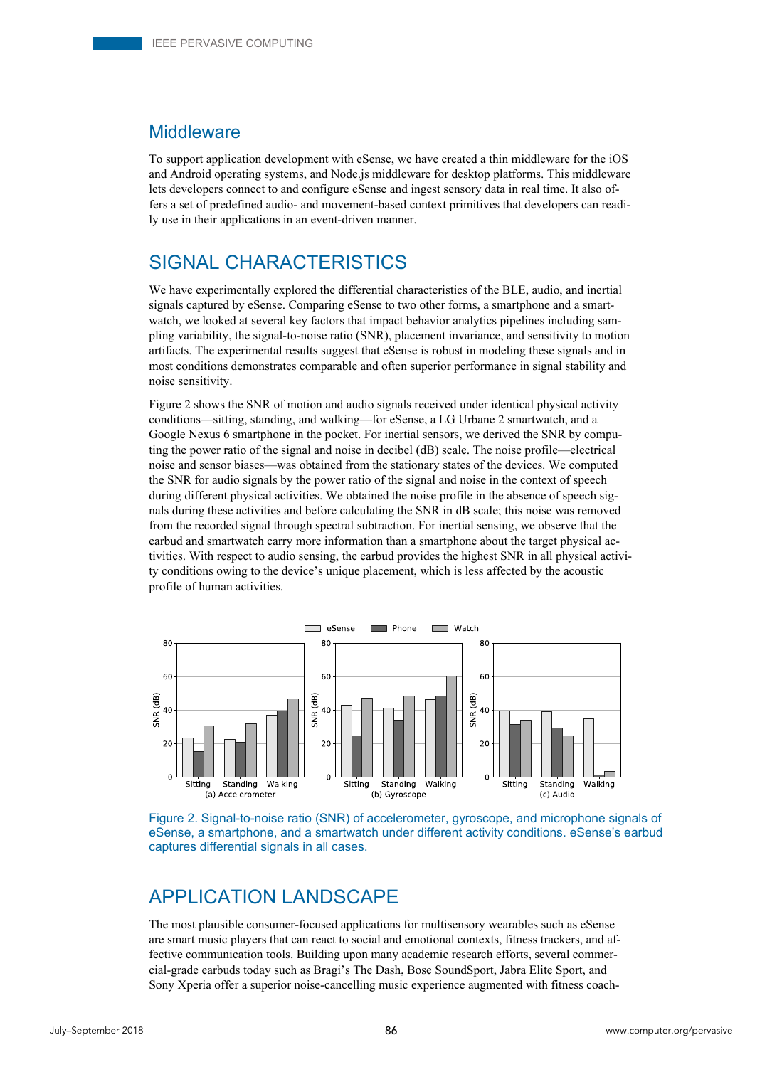## Middleware

To support application development with eSense, we have created a thin middleware for the iOS and Android operating systems, and Node.js middleware for desktop platforms. This middleware lets developers connect to and configure eSense and ingest sensory data in real time. It also offers a set of predefined audio- and movement-based context primitives that developers can readily use in their applications in an event-driven manner.

# SIGNAL CHARACTERISTICS

We have experimentally explored the differential characteristics of the BLE, audio, and inertial signals captured by eSense. Comparing eSense to two other forms, a smartphone and a smartwatch, we looked at several key factors that impact behavior analytics pipelines including sampling variability, the signal-to-noise ratio (SNR), placement invariance, and sensitivity to motion artifacts. The experimental results suggest that eSense is robust in modeling these signals and in most conditions demonstrates comparable and often superior performance in signal stability and noise sensitivity.

Figure 2 shows the SNR of motion and audio signals received under identical physical activity conditions—sitting, standing, and walking—for eSense, a LG Urbane 2 smartwatch, and a Google Nexus 6 smartphone in the pocket. For inertial sensors, we derived the SNR by computing the power ratio of the signal and noise in decibel (dB) scale. The noise profile—electrical noise and sensor biases—was obtained from the stationary states of the devices. We computed the SNR for audio signals by the power ratio of the signal and noise in the context of speech during different physical activities. We obtained the noise profile in the absence of speech signals during these activities and before calculating the SNR in dB scale; this noise was removed from the recorded signal through spectral subtraction. For inertial sensing, we observe that the earbud and smartwatch carry more information than a smartphone about the target physical activities. With respect to audio sensing, the earbud provides the highest SNR in all physical activity conditions owing to the device's unique placement, which is less affected by the acoustic profile of human activities.

eSense Phone Watch

SNR (dB)

0 20 40 60 80

Sitting Standing Walking

(a) Accelerometer

(b) Gyroscope

(c) Audio

Figure 2. Signal-to-noise ratio (SNR) of accelerometer, gyroscope, and microphone signals of eSense, a smartphone, and a smartwatch under different activity conditions. eSense's earbud captures differential signals in all cases.

# APPLICATION LANDSCAPE

The most plausible consumer-focused applications for multisensory wearables such as eSense are smart music players that can react to social and emotional contexts, fitness trackers, and affective communication tools. Building upon many academic research efforts, several commercial-grade earbuds today such as Bragi's The Dash, Bose SoundSport, Jabra Elite Sport, and Sony Xperia offer a superior noise-cancelling music experience augmented with fitness coach-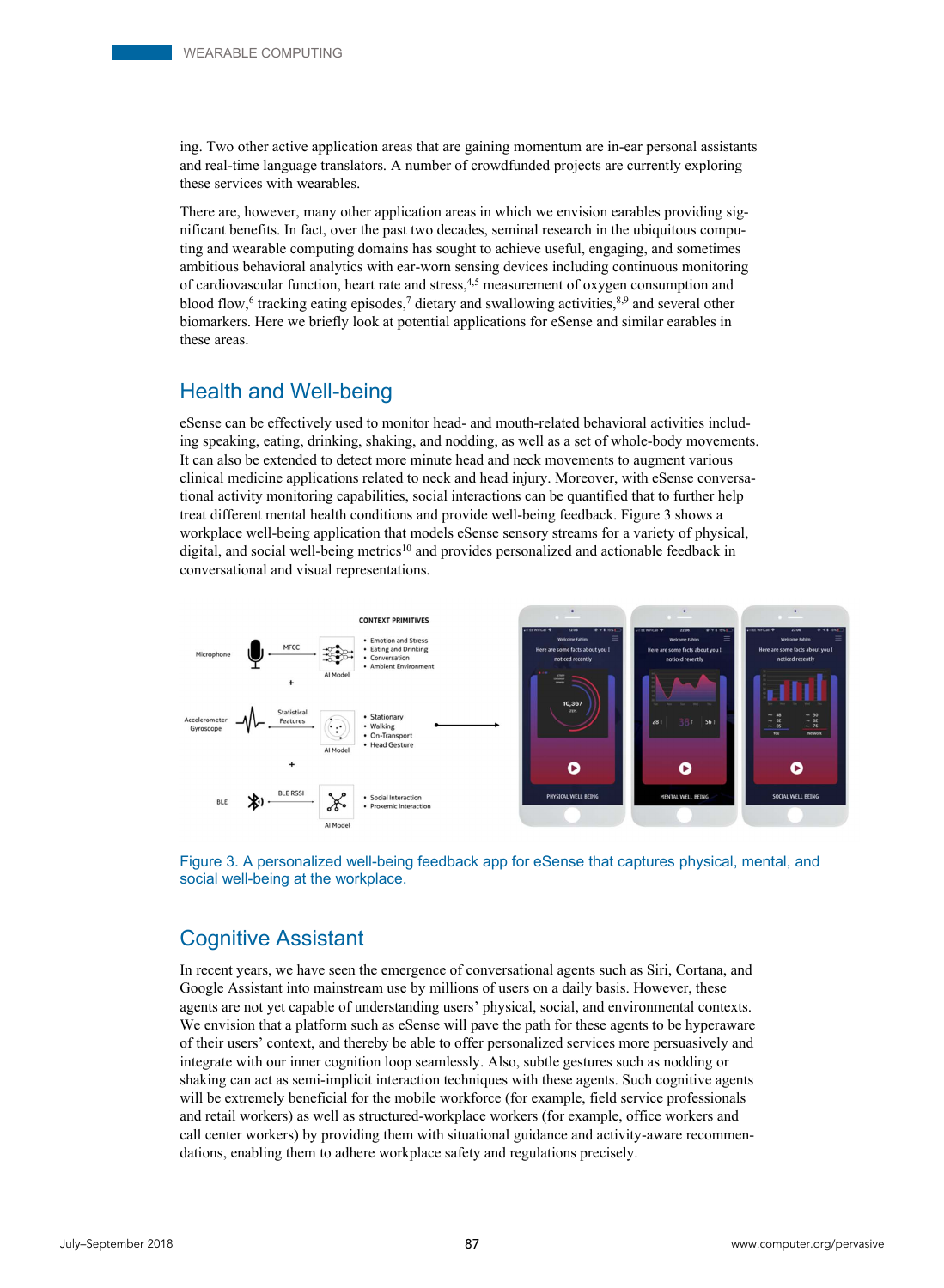ing. Two other active application areas that are gaining momentum are in-ear personal assistants and real-time language translators. A number of crowdfunded projects are currently exploring these services with wearables.

There are, however, many other application areas in which we envision earables providing significant benefits. In fact, over the past two decades, seminal research in the ubiquitous computing and wearable computing domains has sought to achieve useful, engaging, and sometimes ambitious behavioral analytics with ear-worn sensing devices including continuous monitoring of cardiovascular function, heart rate and stress,[4,5] measurement of oxygen consumption and blood flow,[6] tracking eating episodes,[7] dietary and swallowing activities,[8,9] and several other biomarkers. Here we briefly look at potential applications for eSense and similar earables in these areas.

## Health and Well-being

eSense can be effectively used to monitor head- and mouth-related behavioral activities including speaking, eating, drinking, shaking, and nodding, as well as a set of whole-body movements. It can also be extended to detect more minute head and neck movements to augment various clinical medicine applications related to neck and head injury. Moreover, with eSense conversational activity monitoring capabilities, social interactions can be quantified that to further help treat different mental health conditions and provide well-being feedback. Figure 3 shows a workplace well-being application that models eSense sensory streams for a variety of physical, digital, and social well-being metrics[10] and provides personalized and actionable feedback in conversational and visual representations.

Figure 3. A personalized well-being feedback app for eSense that captures physical, mental, and social well-being at the workplace.

## Cognitive Assistant

In recent years, we have seen the emergence of conversational agents such as Siri, Cortana, and Google Assistant into mainstream use by millions of users on a daily basis. However, these agents are not yet capable of understanding users' physical, social, and environmental contexts. We envision that a platform such as eSense will pave the path for these agents to be hyperaware of their users' context, and thereby be able to offer personalized services more persuasively and integrate with our inner cognition loop seamlessly. Also, subtle gestures such as nodding or shaking can act as semi-implicit interaction techniques with these agents. Such cognitive agents will be extremely beneficial for the mobile workforce (for example, field service professionals and retail workers) as well as structured-workplace workers (for example, office workers and call center workers) by providing them with situational guidance and activity-aware recommendations, enabling them to adhere workplace safety and regulations precisely.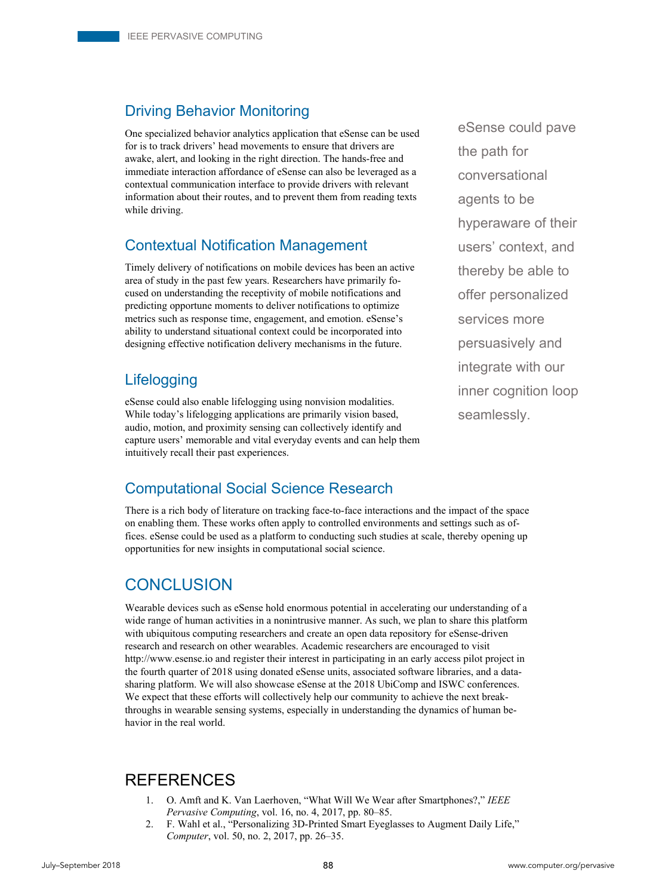## Driving Behavior Monitoring

One specialized behavior analytics application that eSense can be used for is to track drivers' head movements to ensure that drivers are awake, alert, and looking in the right direction. The hands-free and immediate interaction affordance of eSense can also be leveraged as a contextual communication interface to provide drivers with relevant information about their routes, and to prevent them from reading texts while driving.

## Contextual Notification Management

Timely delivery of notifications on mobile devices has been an active area of study in the past few years. Researchers have primarily focused on understanding the receptivity of mobile notifications and predicting opportune moments to deliver notifications to optimize metrics such as response time, engagement, and emotion. eSense's ability to understand situational context could be incorporated into designing effective notification delivery mechanisms in the future.

## Lifelogging

eSense could also enable lifelogging using nonvision modalities. While today's lifelogging applications are primarily vision based, audio, motion, and proximity sensing can collectively identify and capture users' memorable and vital everyday events and can help them intuitively recall their past experiences.

> eSense could pave the path for conversational agents to be hyperaware of their users' context, and thereby be able to offer personalized services more persuasively and integrate with our inner cognition loop seamlessly.

## Computational Social Science Research

There is a rich body of literature on tracking face-to-face interactions and the impact of the space on enabling them. These works often apply to controlled environments and settings such as offices. eSense could be used as a platform to conducting such studies at scale, thereby opening up opportunities for new insights in computational social science.

# CONCLUSION

Wearable devices such as eSense hold enormous potential in accelerating our understanding of a wide range of human activities in a nonintrusive manner. As such, we plan to share this platform with ubiquitous computing researchers and create an open data repository for eSense-driven research and research on other wearables. Academic researchers are encouraged to visit http://www.esense.io and register their interest in participating in an early access pilot project in the fourth quarter of 2018 using donated eSense units, associated software libraries, and a data-sharing platform. We will also showcase eSense at the 2018 UbiComp and ISWC conferences. We expect that these efforts will collectively help our community to achieve the next breakthroughs in wearable sensing systems, especially in understanding the dynamics of human behavior in the real world.

# REFERENCES

1. O. Amft and K. Van Laerhoven, "What Will We Wear after Smartphones?," *IEEE Pervasive Computing*, vol. 16, no. 4, 2017, pp. 80–85.
2. F. Wahl et al., "Personalizing 3D-Printed Smart Eyeglasses to Augment Daily Life," *Computer*, vol. 50, no. 2, 2017, pp. 26–35.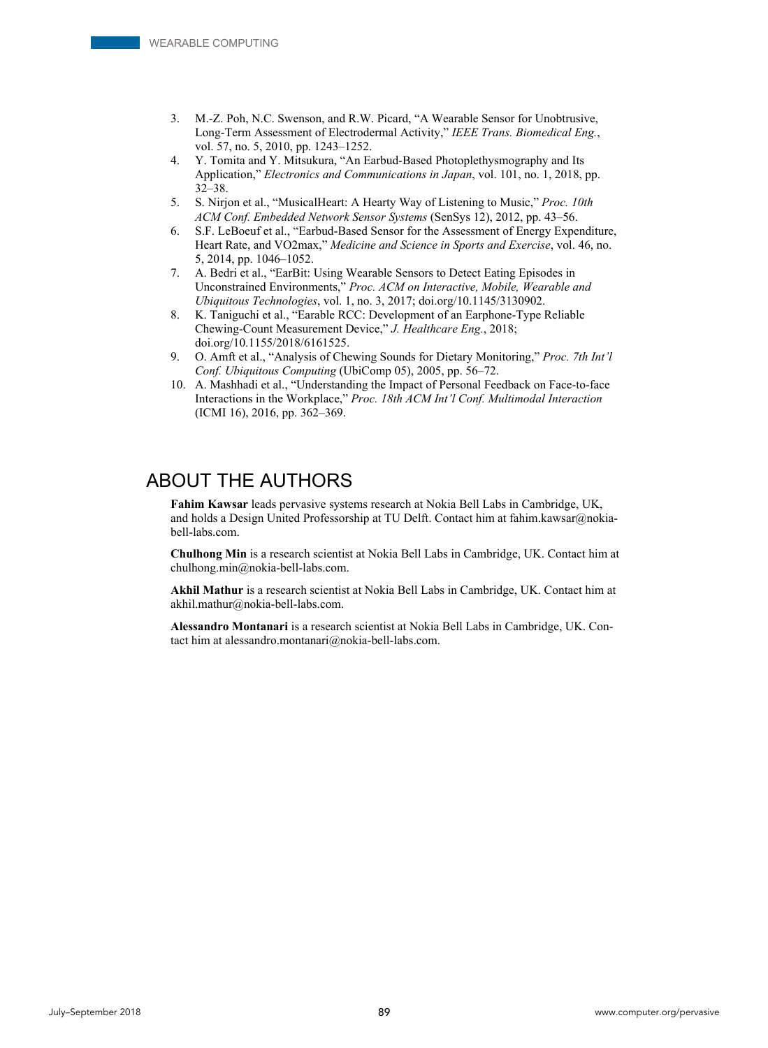3. M.-Z. Poh, N.C. Swenson, and R.W. Picard, "A Wearable Sensor for Unobtrusive, Long-Term Assessment of Electrodermal Activity," *IEEE Trans. Biomedical Eng.*, vol. 57, no. 5, 2010, pp. 1243–1252.
4. Y. Tomita and Y. Mitsukura, "An Earbud-Based Photoplethysmography and Its Application," *Electronics and Communications in Japan*, vol. 101, no. 1, 2018, pp. 32–38.
5. S. Nirjon et al., "MusicalHeart: A Hearty Way of Listening to Music," *Proc. 10th ACM Conf. Embedded Network Sensor Systems* (SenSys 12), 2012, pp. 43–56.
6. S.F. LeBoeuf et al., "Earbud-Based Sensor for the Assessment of Energy Expenditure, Heart Rate, and VO2max," *Medicine and Science in Sports and Exercise*, vol. 46, no. 5, 2014, pp. 1046–1052.
7. A. Bedri et al., "EarBit: Using Wearable Sensors to Detect Eating Episodes in Unconstrained Environments," *Proc. ACM on Interactive, Mobile, Wearable and Ubiquitous Technologies*, vol. 1, no. 3, 2017; doi.org/10.1145/3130902.
8. K. Taniguchi et al., "Earable RCC: Development of an Earphone-Type Reliable Chewing-Count Measurement Device," *J. Healthcare Eng.*, 2018; doi.org/10.1155/2018/6161525.
9. O. Amft et al., "Analysis of Chewing Sounds for Dietary Monitoring," *Proc. 7th Int'l Conf. Ubiquitous Computing* (UbiComp 05), 2005, pp. 56–72.
10. A. Mashhadi et al., "Understanding the Impact of Personal Feedback on Face-to-face Interactions in the Workplace," *Proc. 18th ACM Int'l Conf. Multimodal Interaction* (ICMI 16), 2016, pp. 362–369.

## ABOUT THE AUTHORS

**Fahim Kawsar** leads pervasive systems research at Nokia Bell Labs in Cambridge, UK, and holds a Design United Professorship at TU Delft. Contact him at fahim.kawsar@nokia-bell-labs.com.

**Chulhong Min** is a research scientist at Nokia Bell Labs in Cambridge, UK. Contact him at chulhong.min@nokia-bell-labs.com.

**Akhil Mathur** is a research scientist at Nokia Bell Labs in Cambridge, UK. Contact him at akhil.mathur@nokia-bell-labs.com.

**Alessandro Montanari** is a research scientist at Nokia Bell Labs in Cambridge, UK. Contact him at alessandro.montanari@nokia-bell-labs.com.